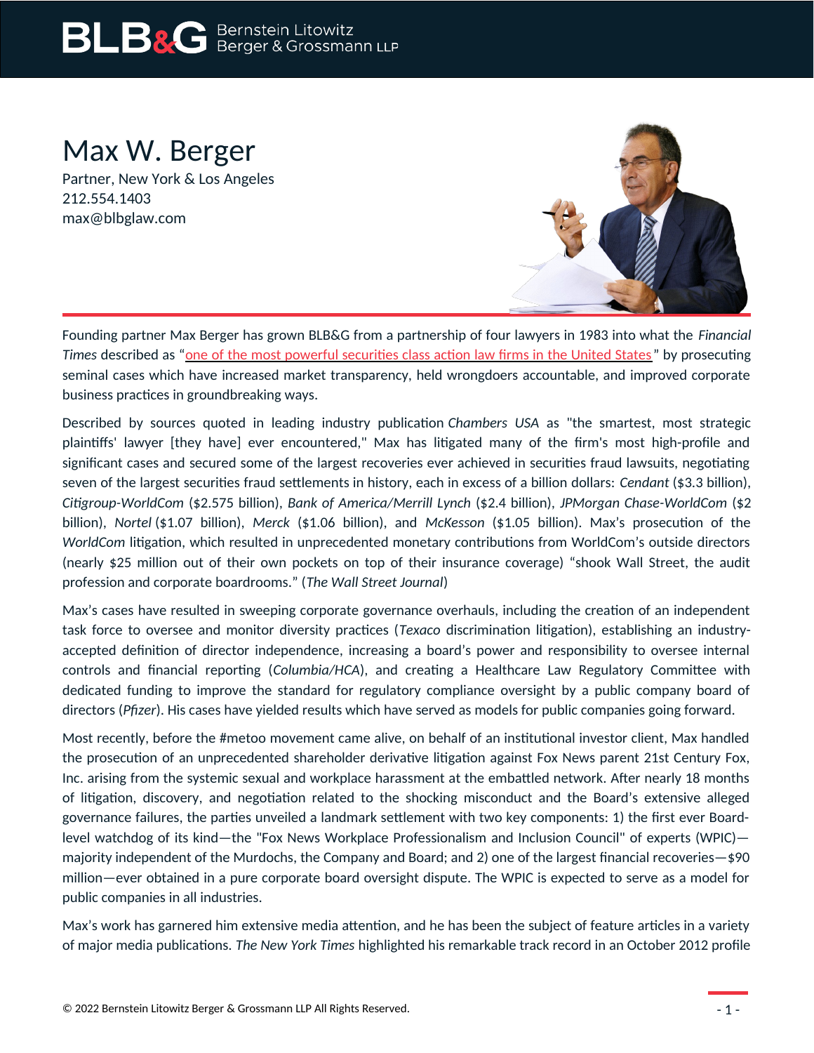# Max W. Berger

Partner, New York & Los Angeles
212.554.1403
max@blbglaw.com

Founding partner Max Berger has grown BLB&G from a partnership of four lawyers in 1983 into what the *Financial Times* described as "one of the most powerful securities class action law firms in the United States" by prosecuting seminal cases which have increased market transparency, held wrongdoers accountable, and improved corporate business practices in groundbreaking ways.

Described by sources quoted in leading industry publication *Chambers USA* as "the smartest, most strategic plaintiffs' lawyer [they have] ever encountered," Max has litigated many of the firm's most high-profile and significant cases and secured some of the largest recoveries ever achieved in securities fraud lawsuits, negotiating seven of the largest securities fraud settlements in history, each in excess of a billion dollars: *Cendant* ($3.3 billion), *Citigroup-WorldCom* ($2.575 billion), *Bank of America/Merrill Lynch* ($2.4 billion), *JPMorgan Chase-WorldCom* ($2 billion), *Nortel* ($1.07 billion), *Merck* ($1.06 billion), and *McKesson* ($1.05 billion). Max's prosecution of the *WorldCom* litigation, which resulted in unprecedented monetary contributions from WorldCom's outside directors (nearly $25 million out of their own pockets on top of their insurance coverage) "shook Wall Street, the audit profession and corporate boardrooms." (*The Wall Street Journal*)

Max's cases have resulted in sweeping corporate governance overhauls, including the creation of an independent task force to oversee and monitor diversity practices (*Texaco* discrimination litigation), establishing an industry-accepted definition of director independence, increasing a board's power and responsibility to oversee internal controls and financial reporting (*Columbia/HCA*), and creating a Healthcare Law Regulatory Committee with dedicated funding to improve the standard for regulatory compliance oversight by a public company board of directors (*Pfizer*). His cases have yielded results which have served as models for public companies going forward.

Most recently, before the #metoo movement came alive, on behalf of an institutional investor client, Max handled the prosecution of an unprecedented shareholder derivative litigation against Fox News parent 21st Century Fox, Inc. arising from the systemic sexual and workplace harassment at the embattled network. After nearly 18 months of litigation, discovery, and negotiation related to the shocking misconduct and the Board's extensive alleged governance failures, the parties unveiled a landmark settlement with two key components: 1) the first ever Board-level watchdog of its kind—the "Fox News Workplace Professionalism and Inclusion Council" of experts (WPIC)—majority independent of the Murdochs, the Company and Board; and 2) one of the largest financial recoveries—$90 million—ever obtained in a pure corporate board oversight dispute. The WPIC is expected to serve as a model for public companies in all industries.

Max's work has garnered him extensive media attention, and he has been the subject of feature articles in a variety of major media publications. *The New York Times* highlighted his remarkable track record in an October 2012 profile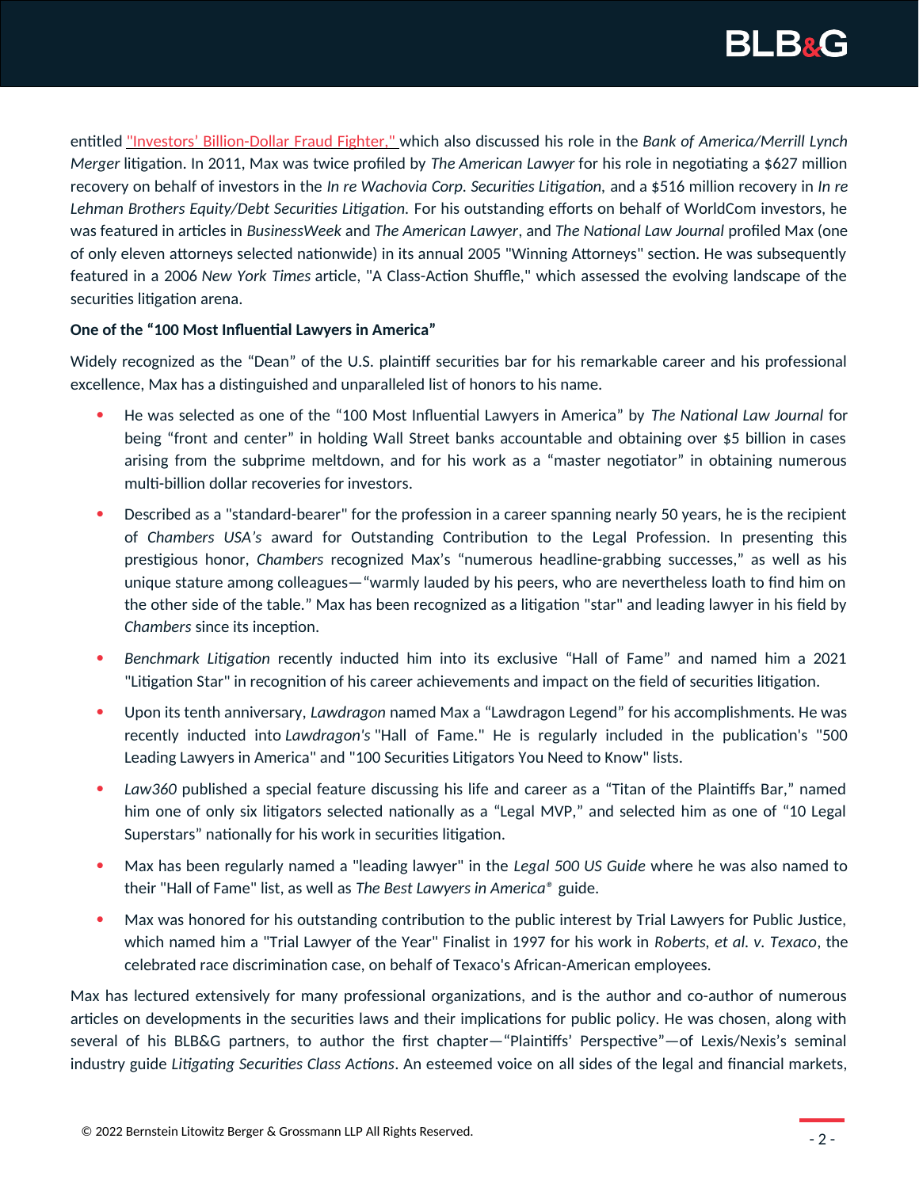entitled "Investors' Billion-Dollar Fraud Fighter," which also discussed his role in the *Bank of America/Merrill Lynch Merger* litigation. In 2011, Max was twice profiled by *The American Lawyer* for his role in negotiating a $627 million recovery on behalf of investors in the *In re Wachovia Corp. Securities Litigation*, and a $516 million recovery in *In re Lehman Brothers Equity/Debt Securities Litigation*. For his outstanding efforts on behalf of WorldCom investors, he was featured in articles in *BusinessWeek* and *The American Lawyer*, and *The National Law Journal* profiled Max (one of only eleven attorneys selected nationwide) in its annual 2005 "Winning Attorneys" section. He was subsequently featured in a 2006 *New York Times* article, "A Class-Action Shuffle," which assessed the evolving landscape of the securities litigation arena.

**One of the "100 Most Influential Lawyers in America"**

Widely recognized as the "Dean" of the U.S. plaintiff securities bar for his remarkable career and his professional excellence, Max has a distinguished and unparalleled list of honors to his name.

- He was selected as one of the "100 Most Influential Lawyers in America" by *The National Law Journal* for being "front and center" in holding Wall Street banks accountable and obtaining over $5 billion in cases arising from the subprime meltdown, and for his work as a "master negotiator" in obtaining numerous multi-billion dollar recoveries for investors.
- Described as a "standard-bearer" for the profession in a career spanning nearly 50 years, he is the recipient of *Chambers USA's* award for Outstanding Contribution to the Legal Profession. In presenting this prestigious honor, *Chambers* recognized Max's "numerous headline-grabbing successes," as well as his unique stature among colleagues—"warmly lauded by his peers, who are nevertheless loath to find him on the other side of the table." Max has been recognized as a litigation "star" and leading lawyer in his field by *Chambers* since its inception.
- *Benchmark Litigation* recently inducted him into its exclusive "Hall of Fame" and named him a 2021 "Litigation Star" in recognition of his career achievements and impact on the field of securities litigation.
- Upon its tenth anniversary, *Lawdragon* named Max a "Lawdragon Legend" for his accomplishments. He was recently inducted into *Lawdragon's* "Hall of Fame." He is regularly included in the publication's "500 Leading Lawyers in America" and "100 Securities Litigators You Need to Know" lists.
- *Law360* published a special feature discussing his life and career as a "Titan of the Plaintiffs Bar," named him one of only six litigators selected nationally as a "Legal MVP," and selected him as one of "10 Legal Superstars" nationally for his work in securities litigation.
- Max has been regularly named a "leading lawyer" in the *Legal 500 US Guide* where he was also named to their "Hall of Fame" list, as well as *The Best Lawyers in America®* guide.
- Max was honored for his outstanding contribution to the public interest by Trial Lawyers for Public Justice, which named him a "Trial Lawyer of the Year" Finalist in 1997 for his work in *Roberts, et al. v. Texaco*, the celebrated race discrimination case, on behalf of Texaco's African-American employees.

Max has lectured extensively for many professional organizations, and is the author and co-author of numerous articles on developments in the securities laws and their implications for public policy. He was chosen, along with several of his BLB&G partners, to author the first chapter—"Plaintiffs' Perspective"—of Lexis/Nexis's seminal industry guide *Litigating Securities Class Actions*. An esteemed voice on all sides of the legal and financial markets,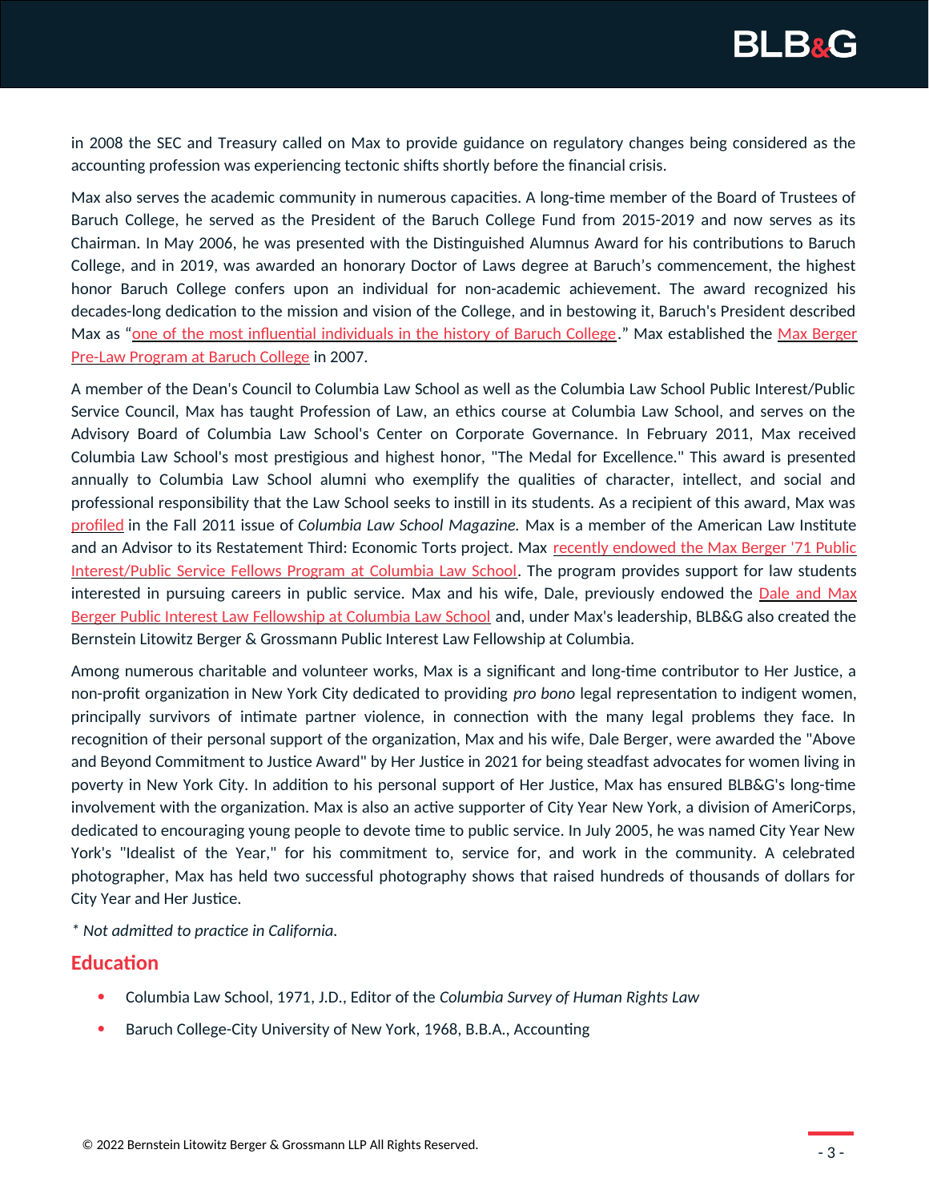in 2008 the SEC and Treasury called on Max to provide guidance on regulatory changes being considered as the accounting profession was experiencing tectonic shifts shortly before the financial crisis.

Max also serves the academic community in numerous capacities. A long-time member of the Board of Trustees of Baruch College, he served as the President of the Baruch College Fund from 2015-2019 and now serves as its Chairman. In May 2006, he was presented with the Distinguished Alumnus Award for his contributions to Baruch College, and in 2019, was awarded an honorary Doctor of Laws degree at Baruch's commencement, the highest honor Baruch College confers upon an individual for non-academic achievement. The award recognized his decades-long dedication to the mission and vision of the College, and in bestowing it, Baruch's President described Max as "one of the most influential individuals in the history of Baruch College." Max established the Max Berger Pre-Law Program at Baruch College in 2007.

A member of the Dean's Council to Columbia Law School as well as the Columbia Law School Public Interest/Public Service Council, Max has taught Profession of Law, an ethics course at Columbia Law School, and serves on the Advisory Board of Columbia Law School's Center on Corporate Governance. In February 2011, Max received Columbia Law School's most prestigious and highest honor, "The Medal for Excellence." This award is presented annually to Columbia Law School alumni who exemplify the qualities of character, intellect, and social and professional responsibility that the Law School seeks to instill in its students. As a recipient of this award, Max was profiled in the Fall 2011 issue of *Columbia Law School Magazine.* Max is a member of the American Law Institute and an Advisor to its Restatement Third: Economic Torts project. Max recently endowed the Max Berger '71 Public Interest/Public Service Fellows Program at Columbia Law School. The program provides support for law students interested in pursuing careers in public service. Max and his wife, Dale, previously endowed the Dale and Max Berger Public Interest Law Fellowship at Columbia Law School and, under Max's leadership, BLB&G also created the Bernstein Litowitz Berger & Grossmann Public Interest Law Fellowship at Columbia.

Among numerous charitable and volunteer works, Max is a significant and long-time contributor to Her Justice, a non-profit organization in New York City dedicated to providing *pro bono* legal representation to indigent women, principally survivors of intimate partner violence, in connection with the many legal problems they face. In recognition of their personal support of the organization, Max and his wife, Dale Berger, were awarded the "Above and Beyond Commitment to Justice Award" by Her Justice in 2021 for being steadfast advocates for women living in poverty in New York City. In addition to his personal support of Her Justice, Max has ensured BLB&G's long-time involvement with the organization. Max is also an active supporter of City Year New York, a division of AmeriCorps, dedicated to encouraging young people to devote time to public service. In July 2005, he was named City Year New York's "Idealist of the Year," for his commitment to, service for, and work in the community. A celebrated photographer, Max has held two successful photography shows that raised hundreds of thousands of dollars for City Year and Her Justice.

*\* Not admitted to practice in California.*

## Education

- Columbia Law School, 1971, J.D., Editor of the *Columbia Survey of Human Rights Law*
- Baruch College-City University of New York, 1968, B.B.A., Accounting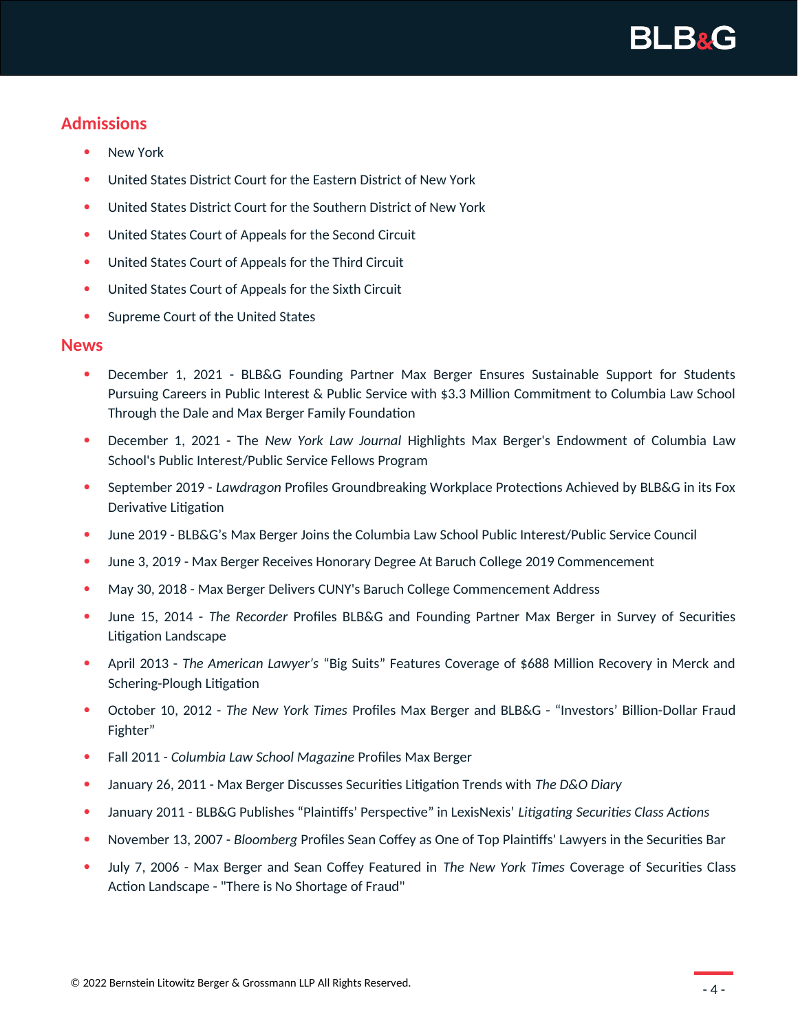## Admissions

- New York
- United States District Court for the Eastern District of New York
- United States District Court for the Southern District of New York
- United States Court of Appeals for the Second Circuit
- United States Court of Appeals for the Third Circuit
- United States Court of Appeals for the Sixth Circuit
- Supreme Court of the United States

## News

- December 1, 2021 - BLB&G Founding Partner Max Berger Ensures Sustainable Support for Students Pursuing Careers in Public Interest & Public Service with $3.3 Million Commitment to Columbia Law School Through the Dale and Max Berger Family Foundation
- December 1, 2021 - The *New York Law Journal* Highlights Max Berger's Endowment of Columbia Law School's Public Interest/Public Service Fellows Program
- September 2019 - *Lawdragon* Profiles Groundbreaking Workplace Protections Achieved by BLB&G in its Fox Derivative Litigation
- June 2019 - BLB&G's Max Berger Joins the Columbia Law School Public Interest/Public Service Council
- June 3, 2019 - Max Berger Receives Honorary Degree At Baruch College 2019 Commencement
- May 30, 2018 - Max Berger Delivers CUNY's Baruch College Commencement Address
- June 15, 2014 - *The Recorder* Profiles BLB&G and Founding Partner Max Berger in Survey of Securities Litigation Landscape
- April 2013 - *The American Lawyer's* "Big Suits" Features Coverage of $688 Million Recovery in Merck and Schering-Plough Litigation
- October 10, 2012 - *The New York Times* Profiles Max Berger and BLB&G - "Investors' Billion-Dollar Fraud Fighter"
- Fall 2011 - *Columbia Law School Magazine* Profiles Max Berger
- January 26, 2011 - Max Berger Discusses Securities Litigation Trends with *The D&O Diary*
- January 2011 - BLB&G Publishes "Plaintiffs' Perspective" in LexisNexis' *Litigating Securities Class Actions*
- November 13, 2007 - *Bloomberg* Profiles Sean Coffey as One of Top Plaintiffs' Lawyers in the Securities Bar
- July 7, 2006 - Max Berger and Sean Coffey Featured in *The New York Times* Coverage of Securities Class Action Landscape - "There is No Shortage of Fraud"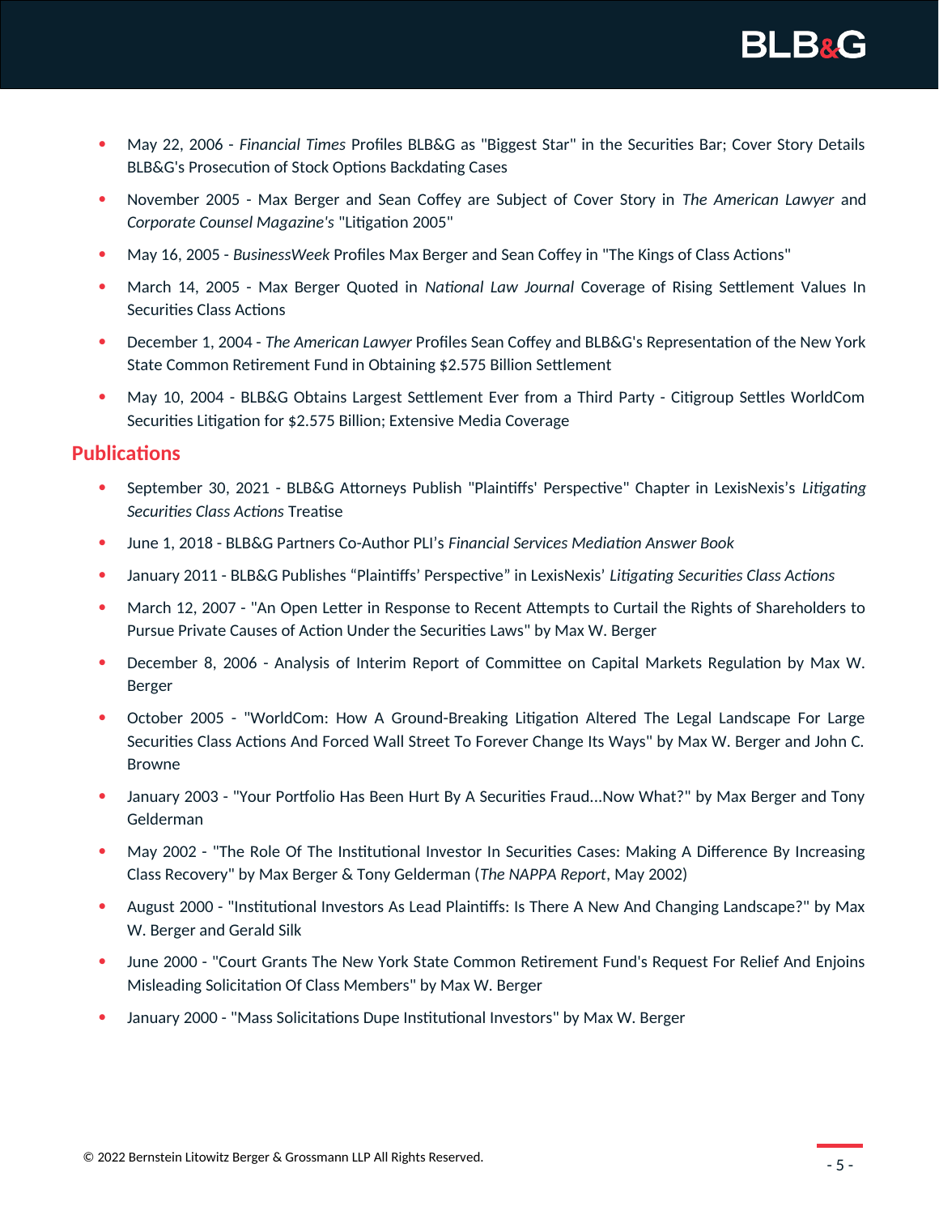- May 22, 2006 - *Financial Times* Profiles BLB&G as "Biggest Star" in the Securities Bar; Cover Story Details BLB&G's Prosecution of Stock Options Backdating Cases
- November 2005 - Max Berger and Sean Coffey are Subject of Cover Story in *The American Lawyer* and *Corporate Counsel Magazine's* "Litigation 2005"
- May 16, 2005 - *BusinessWeek* Profiles Max Berger and Sean Coffey in "The Kings of Class Actions"
- March 14, 2005 - Max Berger Quoted in *National Law Journal* Coverage of Rising Settlement Values In Securities Class Actions
- December 1, 2004 - *The American Lawyer* Profiles Sean Coffey and BLB&G's Representation of the New York State Common Retirement Fund in Obtaining $2.575 Billion Settlement
- May 10, 2004 - BLB&G Obtains Largest Settlement Ever from a Third Party - Citigroup Settles WorldCom Securities Litigation for $2.575 Billion; Extensive Media Coverage

## Publications

- September 30, 2021 - BLB&G Attorneys Publish "Plaintiffs' Perspective" Chapter in LexisNexis's *Litigating Securities Class Actions* Treatise
- June 1, 2018 - BLB&G Partners Co-Author PLI's *Financial Services Mediation Answer Book*
- January 2011 - BLB&G Publishes "Plaintiffs' Perspective" in LexisNexis' *Litigating Securities Class Actions*
- March 12, 2007 - "An Open Letter in Response to Recent Attempts to Curtail the Rights of Shareholders to Pursue Private Causes of Action Under the Securities Laws" by Max W. Berger
- December 8, 2006 - Analysis of Interim Report of Committee on Capital Markets Regulation by Max W. Berger
- October 2005 - "WorldCom: How A Ground-Breaking Litigation Altered The Legal Landscape For Large Securities Class Actions And Forced Wall Street To Forever Change Its Ways" by Max W. Berger and John C. Browne
- January 2003 - "Your Portfolio Has Been Hurt By A Securities Fraud...Now What?" by Max Berger and Tony Gelderman
- May 2002 - "The Role Of The Institutional Investor In Securities Cases: Making A Difference By Increasing Class Recovery" by Max Berger & Tony Gelderman (*The NAPPA Report*, May 2002)
- August 2000 - "Institutional Investors As Lead Plaintiffs: Is There A New And Changing Landscape?" by Max W. Berger and Gerald Silk
- June 2000 - "Court Grants The New York State Common Retirement Fund's Request For Relief And Enjoins Misleading Solicitation Of Class Members" by Max W. Berger
- January 2000 - "Mass Solicitations Dupe Institutional Investors" by Max W. Berger

© 2022 Bernstein Litowitz Berger & Grossmann LLP All Rights Reserved.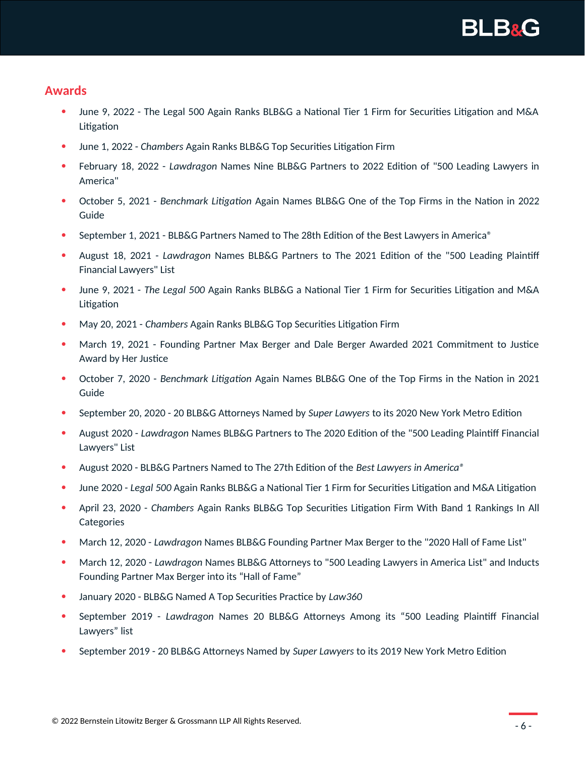## Awards

- June 9, 2022 - The Legal 500 Again Ranks BLB&G a National Tier 1 Firm for Securities Litigation and M&A Litigation
- June 1, 2022 - *Chambers* Again Ranks BLB&G Top Securities Litigation Firm
- February 18, 2022 - *Lawdragon* Names Nine BLB&G Partners to 2022 Edition of "500 Leading Lawyers in America"
- October 5, 2021 - *Benchmark Litigation* Again Names BLB&G One of the Top Firms in the Nation in 2022 Guide
- September 1, 2021 - BLB&G Partners Named to The 28th Edition of the Best Lawyers in America®
- August 18, 2021 - *Lawdragon* Names BLB&G Partners to The 2021 Edition of the "500 Leading Plaintiff Financial Lawyers" List
- June 9, 2021 - *The Legal 500* Again Ranks BLB&G a National Tier 1 Firm for Securities Litigation and M&A Litigation
- May 20, 2021 - *Chambers* Again Ranks BLB&G Top Securities Litigation Firm
- March 19, 2021 - Founding Partner Max Berger and Dale Berger Awarded 2021 Commitment to Justice Award by Her Justice
- October 7, 2020 - *Benchmark Litigation* Again Names BLB&G One of the Top Firms in the Nation in 2021 Guide
- September 20, 2020 - 20 BLB&G Attorneys Named by *Super Lawyers* to its 2020 New York Metro Edition
- August 2020 - *Lawdragon* Names BLB&G Partners to The 2020 Edition of the "500 Leading Plaintiff Financial Lawyers" List
- August 2020 - BLB&G Partners Named to The 27th Edition of the *Best Lawyers in America®*
- June 2020 - *Legal 500* Again Ranks BLB&G a National Tier 1 Firm for Securities Litigation and M&A Litigation
- April 23, 2020 - *Chambers* Again Ranks BLB&G Top Securities Litigation Firm With Band 1 Rankings In All Categories
- March 12, 2020 - *Lawdragon* Names BLB&G Founding Partner Max Berger to the "2020 Hall of Fame List"
- March 12, 2020 - *Lawdragon* Names BLB&G Attorneys to "500 Leading Lawyers in America List" and Inducts Founding Partner Max Berger into its "Hall of Fame"
- January 2020 - BLB&G Named A Top Securities Practice by *Law360*
- September 2019 - *Lawdragon* Names 20 BLB&G Attorneys Among its "500 Leading Plaintiff Financial Lawyers" list
- September 2019 - 20 BLB&G Attorneys Named by *Super Lawyers* to its 2019 New York Metro Edition

© 2022 Bernstein Litowitz Berger & Grossmann LLP All Rights Reserved.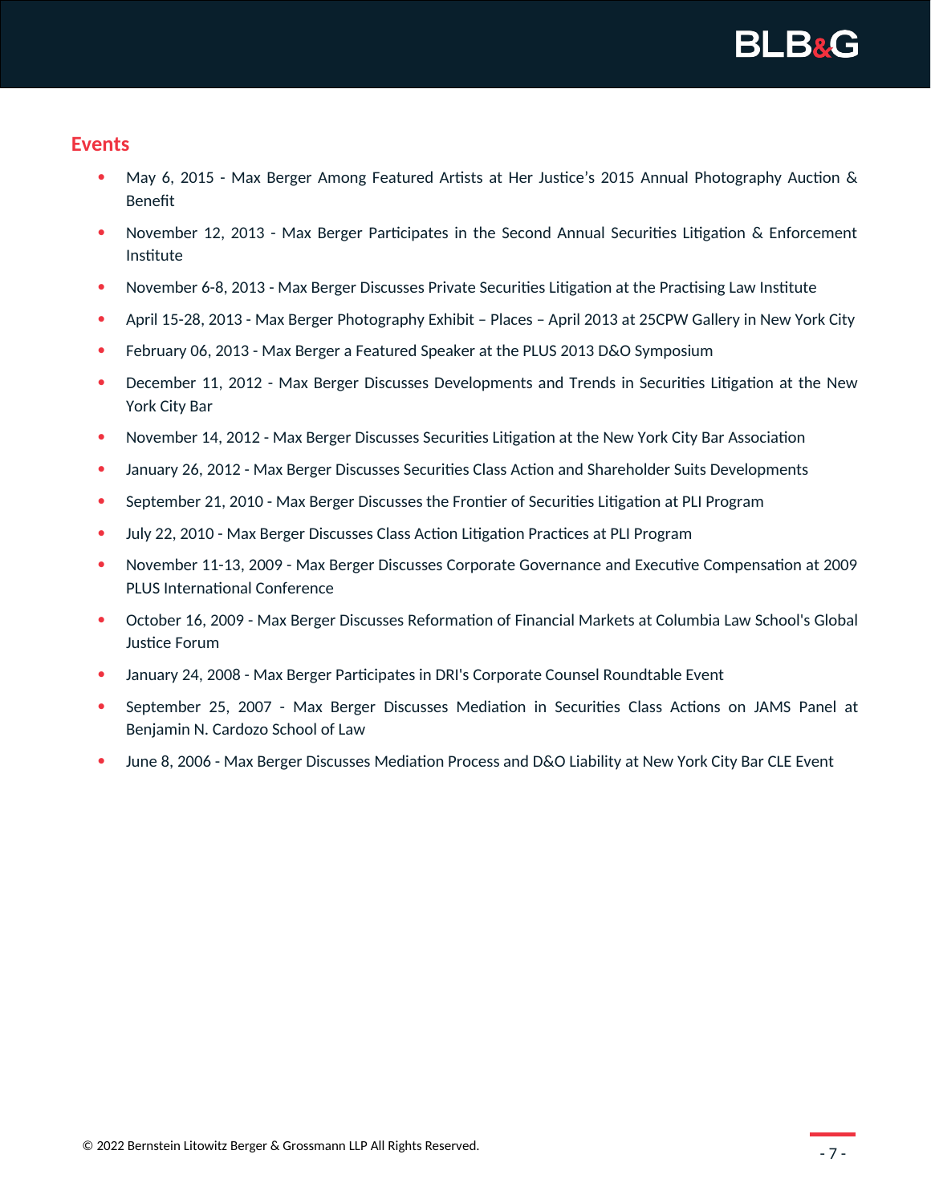## Events

- May 6, 2015 - Max Berger Among Featured Artists at Her Justice's 2015 Annual Photography Auction & Benefit
- November 12, 2013 - Max Berger Participates in the Second Annual Securities Litigation & Enforcement Institute
- November 6-8, 2013 - Max Berger Discusses Private Securities Litigation at the Practising Law Institute
- April 15-28, 2013 - Max Berger Photography Exhibit – Places – April 2013 at 25CPW Gallery in New York City
- February 06, 2013 - Max Berger a Featured Speaker at the PLUS 2013 D&O Symposium
- December 11, 2012 - Max Berger Discusses Developments and Trends in Securities Litigation at the New York City Bar
- November 14, 2012 - Max Berger Discusses Securities Litigation at the New York City Bar Association
- January 26, 2012 - Max Berger Discusses Securities Class Action and Shareholder Suits Developments
- September 21, 2010 - Max Berger Discusses the Frontier of Securities Litigation at PLI Program
- July 22, 2010 - Max Berger Discusses Class Action Litigation Practices at PLI Program
- November 11-13, 2009 - Max Berger Discusses Corporate Governance and Executive Compensation at 2009 PLUS International Conference
- October 16, 2009 - Max Berger Discusses Reformation of Financial Markets at Columbia Law School's Global Justice Forum
- January 24, 2008 - Max Berger Participates in DRI's Corporate Counsel Roundtable Event
- September 25, 2007 - Max Berger Discusses Mediation in Securities Class Actions on JAMS Panel at Benjamin N. Cardozo School of Law
- June 8, 2006 - Max Berger Discusses Mediation Process and D&O Liability at New York City Bar CLE Event